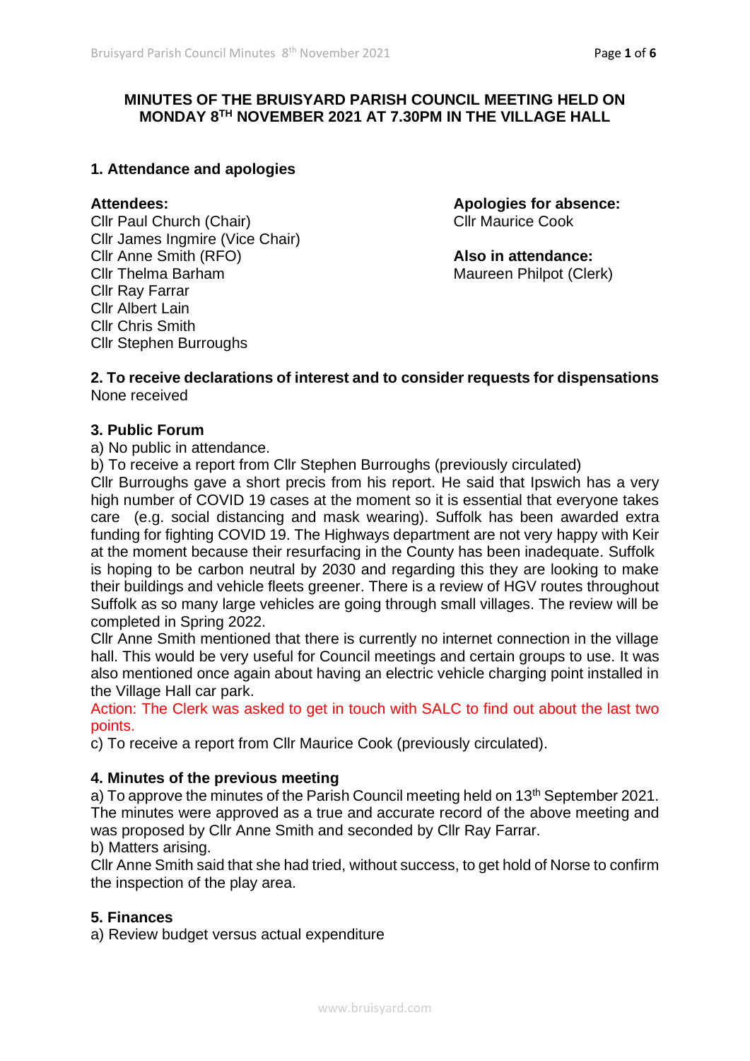# MINUTES OF THE BRUISYARD PARISH COUNCIL MEETING HELD ON MONDAY 8TH NOVEMBER 2021 AT 7.30PM IN THE VILLAGE HALL

## 1. Attendance and apologies

**Attendees:**
Cllr Paul Church (Chair)
Cllr James Ingmire (Vice Chair)
Cllr Anne Smith (RFO)
Cllr Thelma Barham
Cllr Ray Farrar
Cllr Albert Lain
Cllr Chris Smith
Cllr Stephen Burroughs

**Apologies for absence:**
Cllr Maurice Cook

**Also in attendance:**
Maureen Philpot (Clerk)

## 2. To receive declarations of interest and to consider requests for dispensations

None received

## 3. Public Forum

a) No public in attendance.

b) To receive a report from Cllr Stephen Burroughs (previously circulated)

Cllr Burroughs gave a short precis from his report. He said that Ipswich has a very high number of COVID 19 cases at the moment so it is essential that everyone takes care (e.g. social distancing and mask wearing). Suffolk has been awarded extra funding for fighting COVID 19. The Highways department are not very happy with Keir at the moment because their resurfacing in the County has been inadequate. Suffolk is hoping to be carbon neutral by 2030 and regarding this they are looking to make their buildings and vehicle fleets greener. There is a review of HGV routes throughout Suffolk as so many large vehicles are going through small villages. The review will be completed in Spring 2022.

Cllr Anne Smith mentioned that there is currently no internet connection in the village hall. This would be very useful for Council meetings and certain groups to use. It was also mentioned once again about having an electric vehicle charging point installed in the Village Hall car park.

Action: The Clerk was asked to get in touch with SALC to find out about the last two points.

c) To receive a report from Cllr Maurice Cook (previously circulated).

## 4. Minutes of the previous meeting

a) To approve the minutes of the Parish Council meeting held on 13th September 2021. The minutes were approved as a true and accurate record of the above meeting and was proposed by Cllr Anne Smith and seconded by Cllr Ray Farrar.

b) Matters arising.

Cllr Anne Smith said that she had tried, without success, to get hold of Norse to confirm the inspection of the play area.

## 5. Finances

a) Review budget versus actual expenditure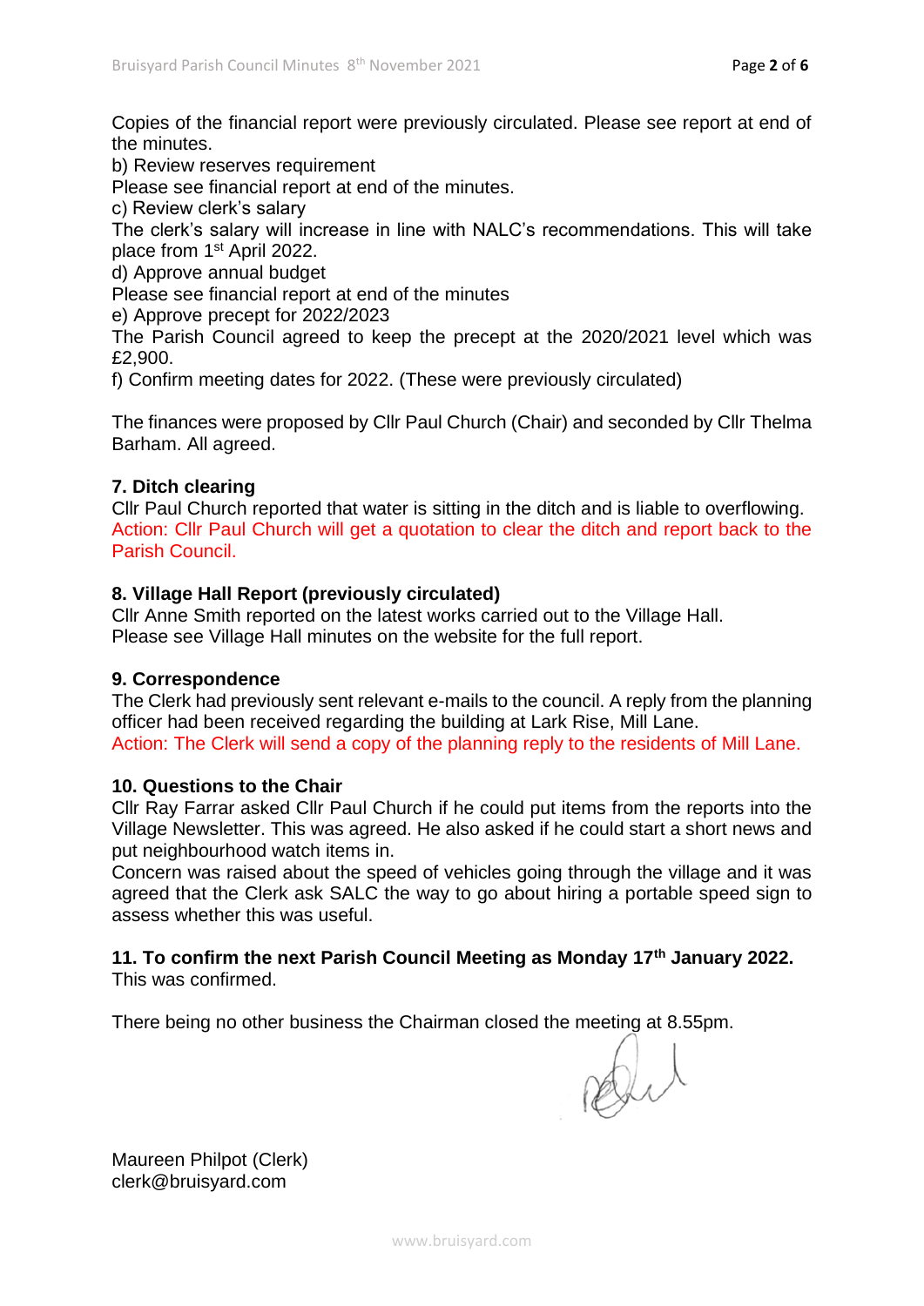Copies of the financial report were previously circulated. Please see report at end of the minutes.

b) Review reserves requirement

Please see financial report at end of the minutes.

c) Review clerk's salary

The clerk's salary will increase in line with NALC's recommendations. This will take place from 1st April 2022.

d) Approve annual budget

Please see financial report at end of the minutes

e) Approve precept for 2022/2023

The Parish Council agreed to keep the precept at the 2020/2021 level which was £2,900.

f) Confirm meeting dates for 2022. (These were previously circulated)

The finances were proposed by Cllr Paul Church (Chair) and seconded by Cllr Thelma Barham. All agreed.

**7. Ditch clearing**

Cllr Paul Church reported that water is sitting in the ditch and is liable to overflowing.

Action: Cllr Paul Church will get a quotation to clear the ditch and report back to the Parish Council.

**8. Village Hall Report (previously circulated)**

Cllr Anne Smith reported on the latest works carried out to the Village Hall.

Please see Village Hall minutes on the website for the full report.

**9. Correspondence**

The Clerk had previously sent relevant e-mails to the council. A reply from the planning officer had been received regarding the building at Lark Rise, Mill Lane.

Action: The Clerk will send a copy of the planning reply to the residents of Mill Lane.

**10. Questions to the Chair**

Cllr Ray Farrar asked Cllr Paul Church if he could put items from the reports into the Village Newsletter. This was agreed. He also asked if he could start a short news and put neighbourhood watch items in.

Concern was raised about the speed of vehicles going through the village and it was agreed that the Clerk ask SALC the way to go about hiring a portable speed sign to assess whether this was useful.

**11. To confirm the next Parish Council Meeting as Monday 17th January 2022.**

This was confirmed.

There being no other business the Chairman closed the meeting at 8.55pm.

Maureen Philpot (Clerk)
clerk@bruisyard.com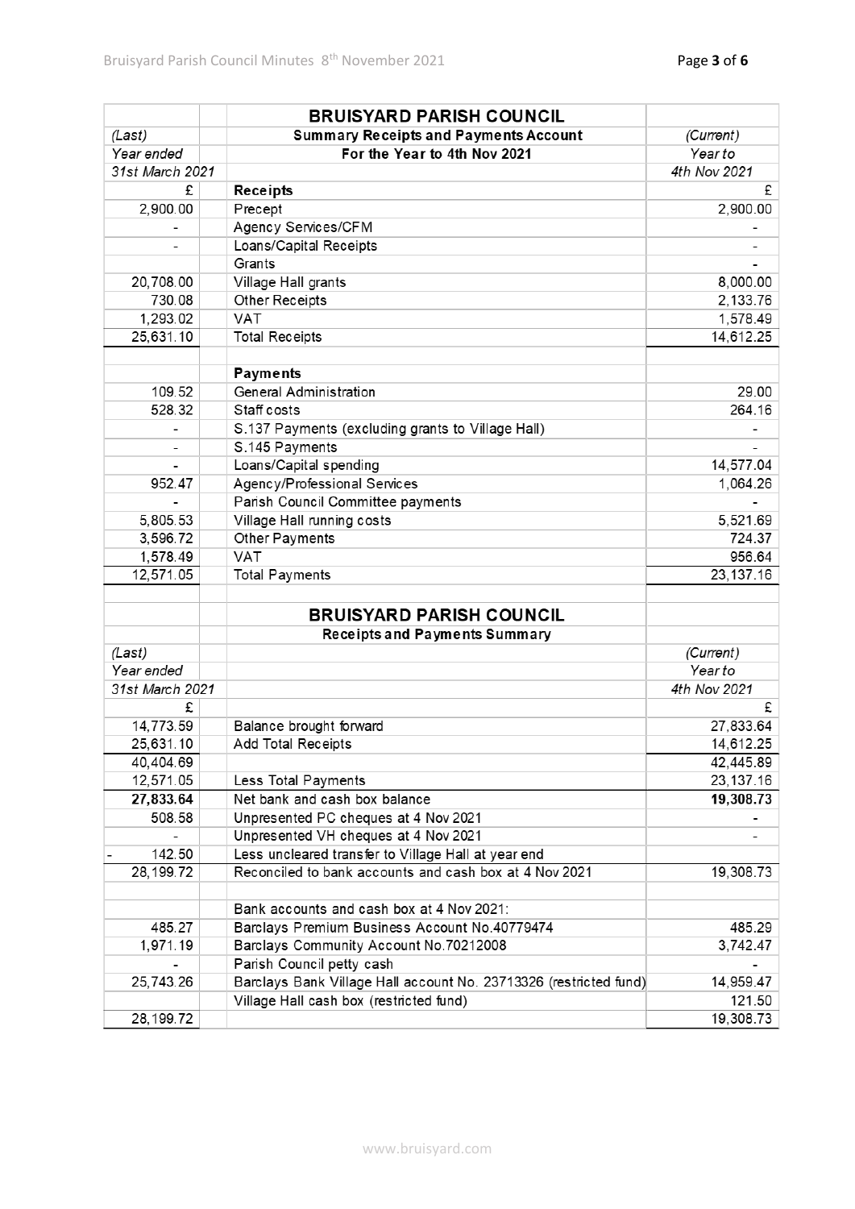## BRUISYARD PARISH COUNCIL

### Summary Receipts and Payments Account

### For the Year to 4th Nov 2021

| *(Last) Year ended 31st March 2021* | | *(Current) Year to 4th Nov 2021* |
|---:|---|---:|
| £ | **Receipts** | £ |
| 2,900.00 | Precept | 2,900.00 |
| - | Agency Services/CFM | - |
| - | Loans/Capital Receipts | - |
| | Grants | - |
| 20,708.00 | Village Hall grants | 8,000.00 |
| 730.08 | Other Receipts | 2,133.76 |
| 1,293.02 | VAT | 1,578.49 |
| 25,631.10 | Total Receipts | 14,612.25 |
| | | |
| | **Payments** | |
| 109.52 | General Administration | 29.00 |
| 528.32 | Staff costs | 264.16 |
| - | S.137 Payments (excluding grants to Village Hall) | - |
| - | S.145 Payments | - |
| - | Loans/Capital spending | 14,577.04 |
| 952.47 | Agency/Professional Services | 1,064.26 |
| - | Parish Council Committee payments | - |
| 5,805.53 | Village Hall running costs | 5,521.69 |
| 3,596.72 | Other Payments | 724.37 |
| 1,578.49 | VAT | 956.64 |
| 12,571.05 | Total Payments | 23,137.16 |

## BRUISYARD PARISH COUNCIL

### Receipts and Payments Summary

| *(Last) Year ended 31st March 2021* | | *(Current) Year to 4th Nov 2021* |
|---:|---|---:|
| £ | | £ |
| 14,773.59 | Balance brought forward | 27,833.64 |
| 25,631.10 | Add Total Receipts | 14,612.25 |
| 40,404.69 | | 42,445.89 |
| 12,571.05 | Less Total Payments | 23,137.16 |
| **27,833.64** | Net bank and cash box balance | **19,308.73** |
| 508.58 | Unpresented PC cheques at 4 Nov 2021 | - |
| - | Unpresented VH cheques at 4 Nov 2021 | - |
| - 142.50 | Less uncleared transfer to Village Hall at year end | |
| 28,199.72 | Reconciled to bank accounts and cash box at 4 Nov 2021 | 19,308.73 |
| | | |
| | Bank accounts and cash box at 4 Nov 2021: | |
| 485.27 | Barclays Premium Business Account No.40779474 | 485.29 |
| 1,971.19 | Barclays Community Account No.70212008 | 3,742.47 |
| - | Parish Council petty cash | - |
| 25,743.26 | Barclays Bank Village Hall account No. 23713326 (restricted fund) | 14,959.47 |
| | Village Hall cash box (restricted fund) | 121.50 |
| 28,199.72 | | 19,308.73 |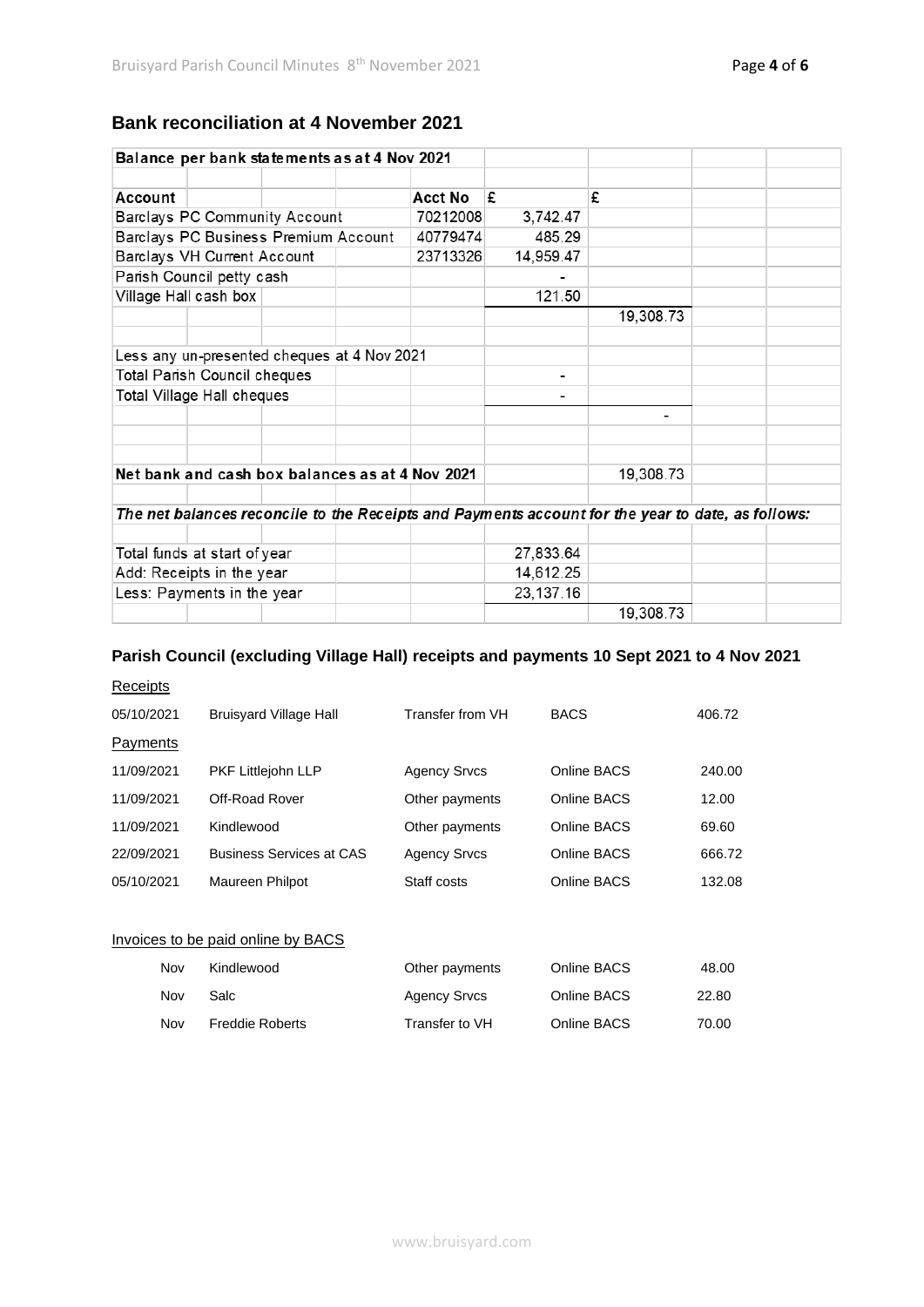## Bank reconciliation at 4 November 2021

| Balance per bank statements as at 4 Nov 2021 | | | |
|---|---|---|---|
| | | | |
| **Account** | **Acct No** | **£** | **£** |
| Barclays PC Community Account | 70212008 | 3,742.47 | |
| Barclays PC Business Premium Account | 40779474 | 485.29 | |
| Barclays VH Current Account | 23713326 | 14,959.47 | |
| Parish Council petty cash | | - | |
| Village Hall cash box | | 121.50 | |
| | | | 19,308.73 |
| | | | |
| Less any un-presented cheques at 4 Nov 2021 | | | |
| Total Parish Council cheques | | - | |
| Total Village Hall cheques | | - | |
| | | | - |
| | | | |
| **Net bank and cash box balances as at 4 Nov 2021** | | | 19,308.73 |
| | | | |
| *The net balances reconcile to the Receipts and Payments account for the year to date, as follows:* | | | |
| | | | |
| Total funds at start of year | | 27,833.64 | |
| Add: Receipts in the year | | 14,612.25 | |
| Less: Payments in the year | | 23,137.16 | |
| | | | 19,308.73 |

### Parish Council (excluding Village Hall) receipts and payments 10 Sept 2021 to 4 Nov 2021

Receipts

| 05/10/2021 | Bruisyard Village Hall | Transfer from VH | BACS | 406.72 |
|---|---|---|---|---|

Payments

| 11/09/2021 | PKF Littlejohn LLP | Agency Srvcs | Online BACS | 240.00 |
|---|---|---|---|---|
| 11/09/2021 | Off-Road Rover | Other payments | Online BACS | 12.00 |
| 11/09/2021 | Kindlewood | Other payments | Online BACS | 69.60 |
| 22/09/2021 | Business Services at CAS | Agency Srvcs | Online BACS | 666.72 |
| 05/10/2021 | Maureen Philpot | Staff costs | Online BACS | 132.08 |

Invoices to be paid online by BACS

| Nov | Kindlewood | Other payments | Online BACS | 48.00 |
|---|---|---|---|---|
| Nov | Salc | Agency Srvcs | Online BACS | 22.80 |
| Nov | Freddie Roberts | Transfer to VH | Online BACS | 70.00 |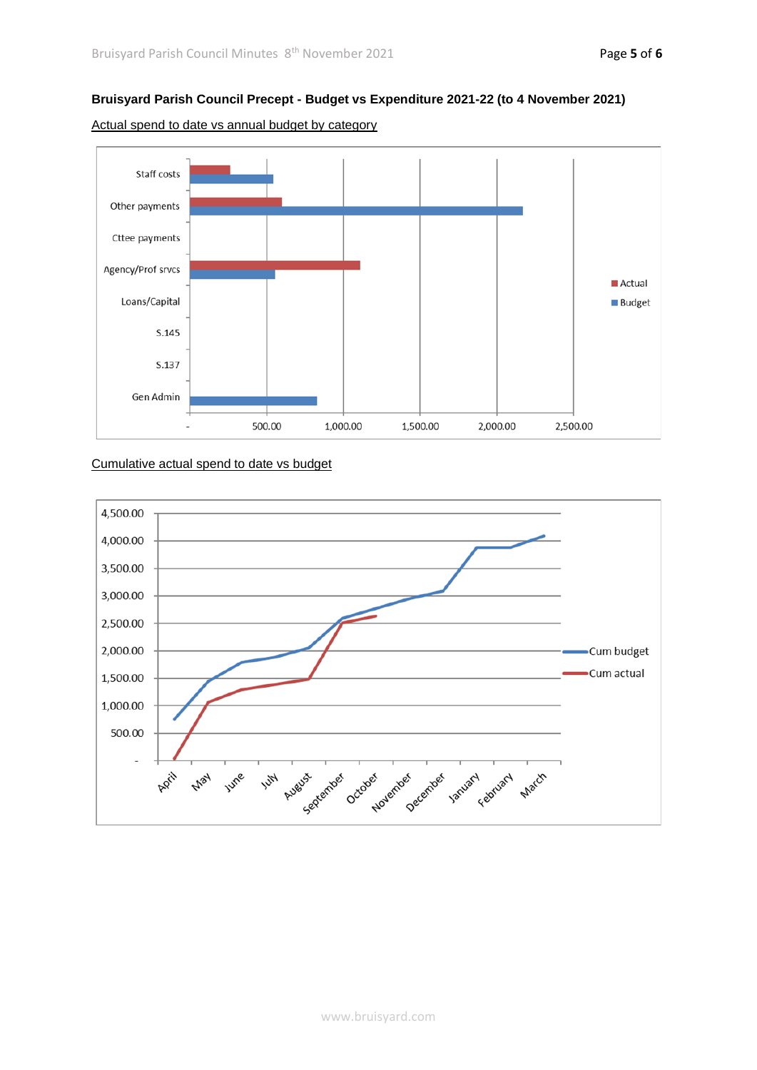**Bruisyard Parish Council Precept - Budget vs Expenditure 2021-22 (to 4 November 2021)**

Actual spend to date vs annual budget by category

Cumulative actual spend to date vs budget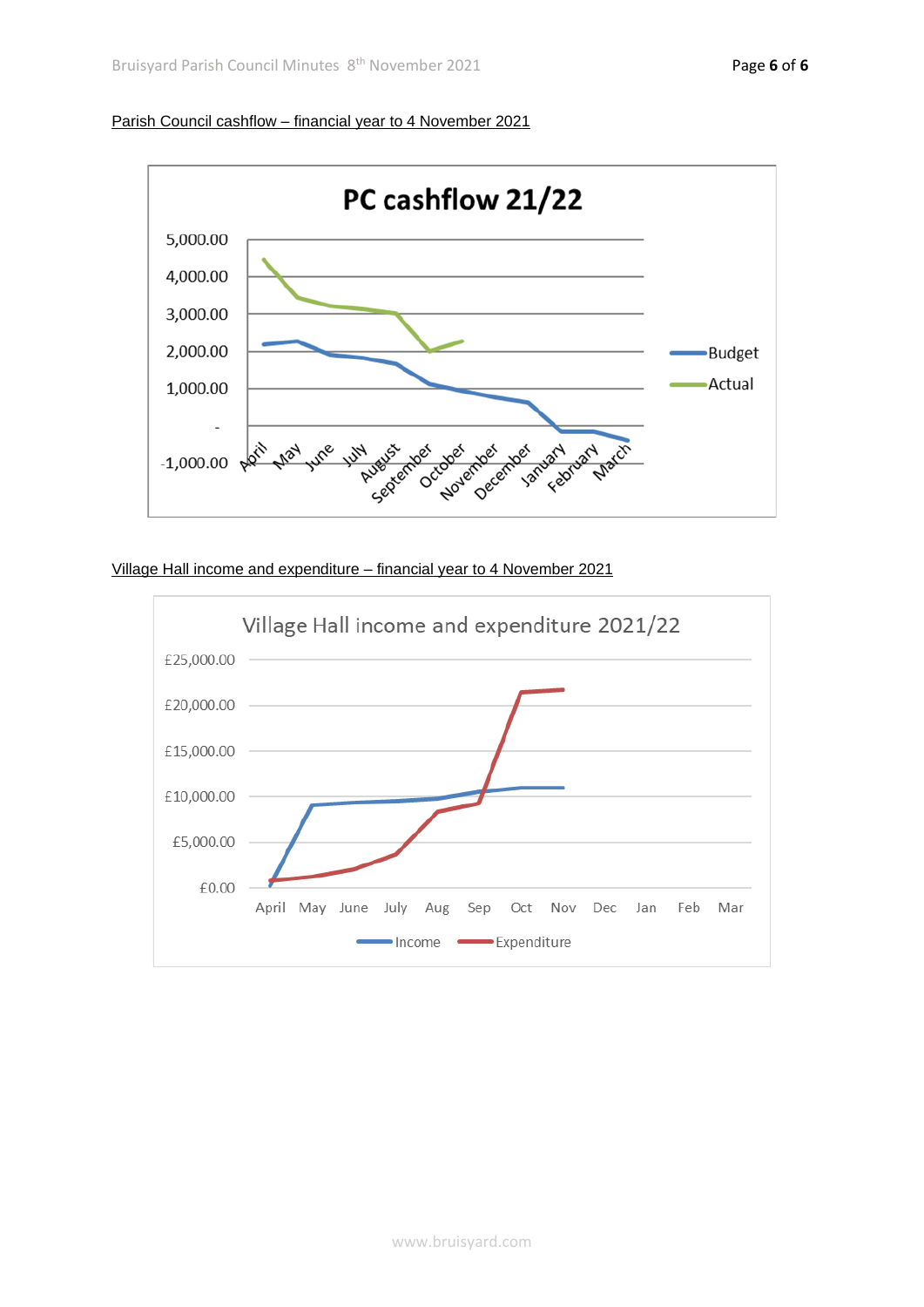Parish Council cashflow – financial year to 4 November 2021

PC cashflow 21/22

5,000.00
4,000.00
3,000.00
2,000.00
1,000.00
-
-1,000.00

April
May
June
July
August
September
October
November
December
January
February
March

Budget
Actual

Village Hall income and expenditure – financial year to 4 November 2021

Village Hall income and expenditure 2021/22

£25,000.00
£20,000.00
£15,000.00
£10,000.00
£5,000.00
£0.00

April
May
June
July
Aug
Sep
Oct
Nov
Dec
Jan
Feb
Mar

Income
Expenditure